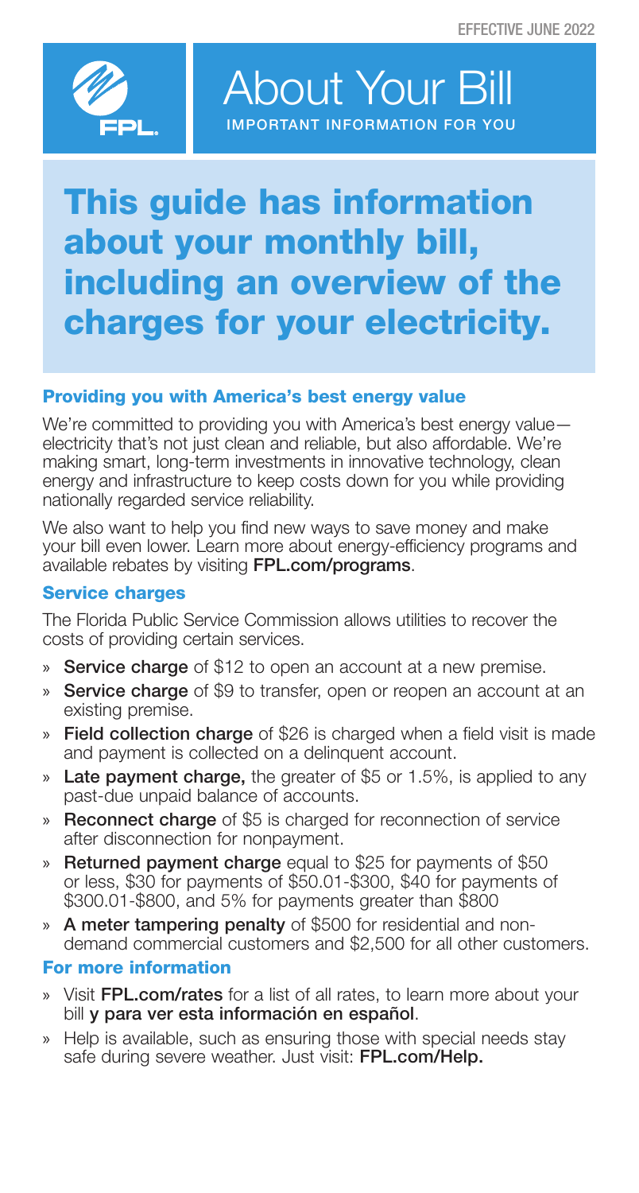EFFECTIVE JUNE 2022

# About Your Bill

IMPORTANT INFORMATION FOR YOU

## This guide has information about your monthly bill, including an overview of the charges for your electricity.

### Providing you with America's best energy value

We're committed to providing you with America's best energy value—electricity that's not just clean and reliable, but also affordable. We're making smart, long-term investments in innovative technology, clean energy and infrastructure to keep costs down for you while providing nationally regarded service reliability.

We also want to help you find new ways to save money and make your bill even lower. Learn more about energy-efficiency programs and available rebates by visiting **FPL.com/programs**.

### Service charges

The Florida Public Service Commission allows utilities to recover the costs of providing certain services.

- **Service charge** of $12 to open an account at a new premise.
- **Service charge** of $9 to transfer, open or reopen an account at an existing premise.
- **Field collection charge** of $26 is charged when a field visit is made and payment is collected on a delinquent account.
- **Late payment charge,** the greater of $5 or 1.5%, is applied to any past-due unpaid balance of accounts.
- **Reconnect charge** of $5 is charged for reconnection of service after disconnection for nonpayment.
- **Returned payment charge** equal to $25 for payments of $50 or less, $30 for payments of $50.01-$300, $40 for payments of $300.01-$800, and 5% for payments greater than $800
- **A meter tampering penalty** of $500 for residential and non-demand commercial customers and $2,500 for all other customers.

### For more information

- Visit **FPL.com/rates** for a list of all rates, to learn more about your bill **y para ver esta información en español**.
- Help is available, such as ensuring those with special needs stay safe during severe weather. Just visit: **FPL.com/Help.**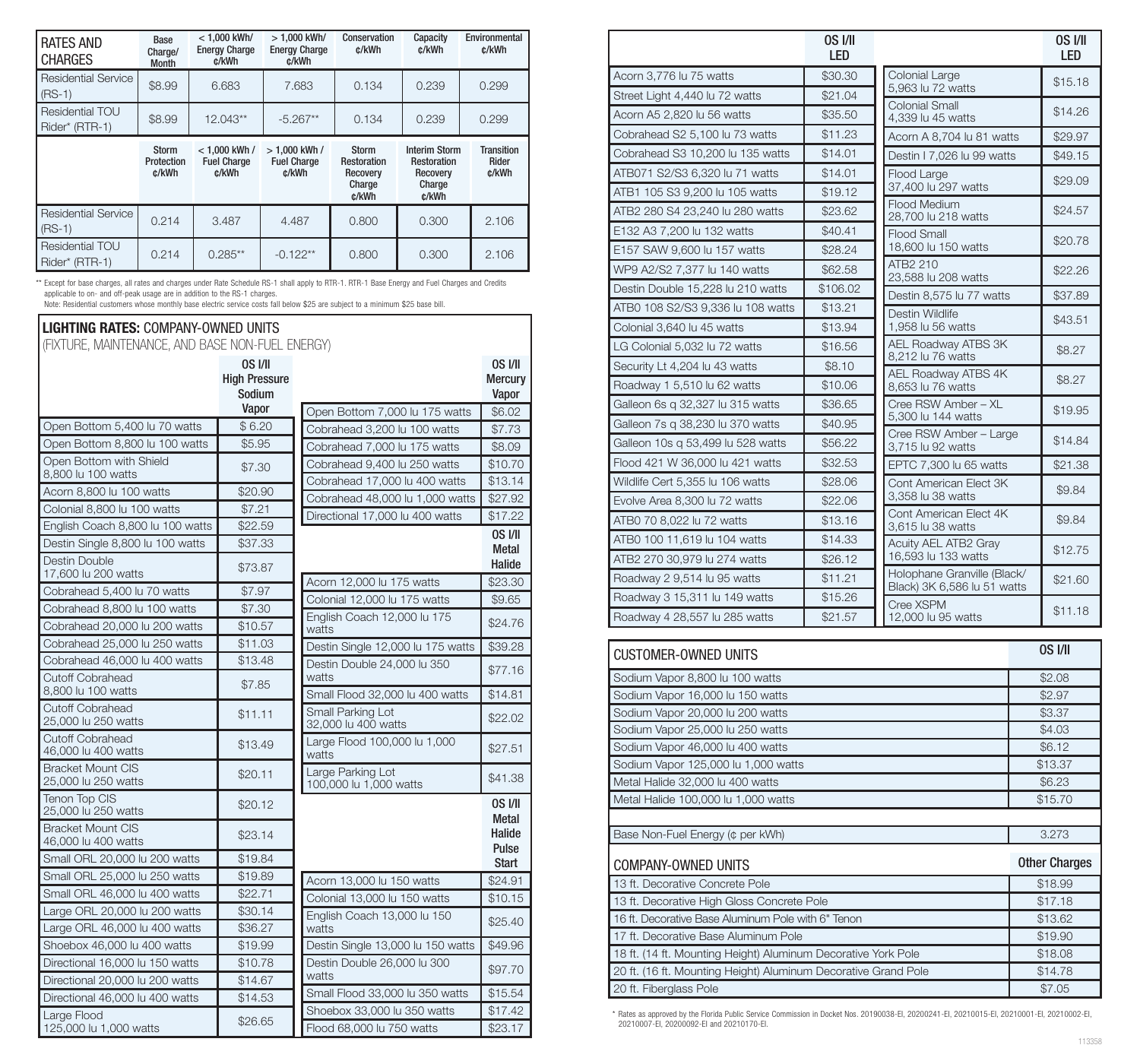| RATES AND CHARGES | Base Charge/ Month | < 1,000 kWh/ Energy Charge ¢/kWh | > 1,000 kWh/ Energy Charge ¢/kWh | Conservation ¢/kWh | Capacity ¢/kWh | Environmental ¢/kWh |
|---|---|---|---|---|---|---|
| Residential Service (RS-1) | $8.99 | 6.683 | 7.683 | 0.134 | 0.239 | 0.299 |
| Residential TOU Rider* (RTR-1) | $8.99 | 12.043** | -5.267** | 0.134 | 0.239 | 0.299 |
| | Storm Protection ¢/kWh | < 1,000 kWh / Fuel Charge ¢/kWh | > 1,000 kWh / Fuel Charge ¢/kWh | Storm Restoration Recovery Charge ¢/kWh | Interim Storm Restoration Recovery Charge ¢/kWh | Transition Rider ¢/kWh |
| Residential Service (RS-1) | 0.214 | 3.487 | 4.487 | 0.800 | 0.300 | 2.106 |
| Residential TOU Rider* (RTR-1) | 0.214 | 0.285** | -0.122** | 0.800 | 0.300 | 2.106 |

** Except for base charges, all rates and charges under Rate Schedule RS-1 shall apply to RTR-1. RTR-1 Base Energy and Fuel Charges and Credits applicable to on- and off-peak usage are in addition to the RS-1 charges.
Note: Residential customers whose monthly base electric service costs fall below $25 are subject to a minimum $25 base bill.

## LIGHTING RATES: COMPANY-OWNED UNITS
(FIXTURE, MAINTENANCE, AND BASE NON-FUEL ENERGY)

| | OS I/II High Pressure Sodium Vapor |
|---|---|
| Open Bottom 5,400 lu 70 watts | $ 6.20 |
| Open Bottom 8,800 lu 100 watts | $5.95 |
| Open Bottom with Shield 8,800 lu 100 watts | $7.30 |
| Acorn 8,800 lu 100 watts | $20.90 |
| Colonial 8,800 lu 100 watts | $7.21 |
| English Coach 8,800 lu 100 watts | $22.59 |
| Destin Single 8,800 lu 100 watts | $37.33 |
| Destin Double 17,600 lu 200 watts | $73.87 |
| Cobrahead 5,400 lu 70 watts | $7.97 |
| Cobrahead 8,800 lu 100 watts | $7.30 |
| Cobrahead 20,000 lu 200 watts | $10.57 |
| Cobrahead 25,000 lu 250 watts | $11.03 |
| Cobrahead 46,000 lu 400 watts | $13.48 |
| Cutoff Cobrahead 8,800 lu 100 watts | $7.85 |
| Cutoff Cobrahead 25,000 lu 250 watts | $11.11 |
| Cutoff Cobrahead 46,000 lu 400 watts | $13.49 |
| Bracket Mount CIS 25,000 lu 250 watts | $20.11 |
| Tenon Top CIS 25,000 lu 250 watts | $20.12 |
| Bracket Mount CIS 46,000 lu 400 watts | $23.14 |
| Small ORL 20,000 lu 200 watts | $19.84 |
| Small ORL 25,000 lu 250 watts | $19.89 |
| Small ORL 46,000 lu 400 watts | $22.71 |
| Large ORL 20,000 lu 200 watts | $30.14 |
| Large ORL 46,000 lu 400 watts | $36.27 |
| Shoebox 46,000 lu 400 watts | $19.99 |
| Directional 16,000 lu 150 watts | $10.78 |
| Directional 20,000 lu 200 watts | $14.67 |
| Directional 46,000 lu 400 watts | $14.53 |
| Large Flood 125,000 lu 1,000 watts | $26.65 |

| | OS I/II Mercury Vapor |
|---|---|
| Open Bottom 7,000 lu 175 watts | $6.02 |
| Cobrahead 3,200 lu 100 watts | $7.73 |
| Cobrahead 7,000 lu 175 watts | $8.09 |
| Cobrahead 9,400 lu 250 watts | $10.70 |
| Cobrahead 17,000 lu 400 watts | $13.14 |
| Cobrahead 48,000 lu 1,000 watts | $27.92 |
| Directional 17,000 lu 400 watts | $17.22 |

| | OS I/II Metal Halide |
|---|---|
| Acorn 12,000 lu 175 watts | $23.30 |
| Colonial 12,000 lu 175 watts | $9.65 |
| English Coach 12,000 lu 175 watts | $24.76 |
| Destin Single 12,000 lu 175 watts | $39.28 |
| Destin Double 24,000 lu 350 watts | $77.16 |
| Small Flood 32,000 lu 400 watts | $14.81 |
| Small Parking Lot 32,000 lu 400 watts | $22.02 |
| Large Flood 100,000 lu 1,000 watts | $27.51 |
| Large Parking Lot 100,000 lu 1,000 watts | $41.38 |

| | OS I/II Metal Halide Pulse Start |
|---|---|
| Acorn 13,000 lu 150 watts | $24.91 |
| Colonial 13,000 lu 150 watts | $10.15 |
| English Coach 13,000 lu 150 watts | $25.40 |
| Destin Single 13,000 lu 150 watts | $49.96 |
| Destin Double 26,000 lu 300 watts | $97.70 |
| Small Flood 33,000 lu 350 watts | $15.54 |
| Shoebox 33,000 lu 350 watts | $17.42 |
| Flood 68,000 lu 750 watts | $23.17 |

| | OS I/II LED |
|---|---|
| Acorn 3,776 lu 75 watts | $30.30 |
| Street Light 4,440 lu 72 watts | $21.04 |
| Acorn A5 2,820 lu 56 watts | $35.50 |
| Cobrahead S2 5,100 lu 73 watts | $11.23 |
| Cobrahead S3 10,200 lu 135 watts | $14.01 |
| ATB071 S2/S3 6,320 lu 71 watts | $14.01 |
| ATB1 105 S3 9,200 lu 105 watts | $19.12 |
| ATB2 280 S4 23,240 lu 280 watts | $23.62 |
| E132 A3 7,200 lu 132 watts | $40.41 |
| E157 SAW 9,600 lu 157 watts | $28.24 |
| WP9 A2/S2 7,377 lu 140 watts | $62.58 |
| Destin Double 15,228 lu 210 watts | $106.02 |
| ATB0 108 S2/S3 9,336 lu 108 watts | $13.21 |
| Colonial 3,640 lu 45 watts | $13.94 |
| LG Colonial 5,032 lu 72 watts | $16.56 |
| Security Lt 4,204 lu 43 watts | $8.10 |
| Roadway 1 5,510 lu 62 watts | $10.06 |
| Galleon 6s q 32,327 lu 315 watts | $36.65 |
| Galleon 7s q 38,230 lu 370 watts | $40.95 |
| Galleon 10s q 53,499 lu 528 watts | $56.22 |
| Flood 421 W 36,000 lu 421 watts | $32.53 |
| Wildlife Cert 5,355 lu 106 watts | $28.06 |
| Evolve Area 8,300 lu 72 watts | $22.06 |
| ATB0 70 8,022 lu 72 watts | $13.16 |
| ATB0 100 11,619 lu 104 watts | $14.33 |
| ATB2 270 30,979 lu 274 watts | $26.12 |
| Roadway 2 9,514 lu 95 watts | $11.21 |
| Roadway 3 15,311 lu 149 watts | $15.26 |
| Roadway 4 28,557 lu 285 watts | $21.57 |
| Colonial Large 5,963 lu 72 watts | $15.18 |
| Colonial Small 4,339 lu 45 watts | $14.26 |
| Acorn A 8,704 lu 81 watts | $29.97 |
| Destin I 7,026 lu 99 watts | $49.15 |
| Flood Large 37,400 lu 297 watts | $29.09 |
| Flood Medium 28,700 lu 218 watts | $24.57 |
| Flood Small 18,600 lu 150 watts | $20.78 |
| ATB2 210 23,588 lu 208 watts | $22.26 |
| Destin 8,575 lu 77 watts | $37.89 |
| Destin Wildlife 1,958 lu 56 watts | $43.51 |
| AEL Roadway ATBS 3K 8,212 lu 76 watts | $8.27 |
| AEL Roadway ATBS 4K 8,653 lu 76 watts | $8.27 |
| Cree RSW Amber – XL 5,300 lu 144 watts | $19.95 |
| Cree RSW Amber – Large 3,715 lu 92 watts | $14.84 |
| EPTC 7,300 lu 65 watts | $21.38 |
| Cont American Elect 3K 3,358 lu 38 watts | $9.84 |
| Cont American Elect 4K 3,615 lu 38 watts | $9.84 |
| Acuity AEL ATB2 Gray 16,593 lu 133 watts | $12.75 |
| Holophane Granville (Black/Black) 3K 6,586 lu 51 watts | $21.60 |
| Cree XSPM 12,000 lu 95 watts | $11.18 |

| CUSTOMER-OWNED UNITS | OS I/II |
|---|---|
| Sodium Vapor 8,800 lu 100 watts | $2.08 |
| Sodium Vapor 16,000 lu 150 watts | $2.97 |
| Sodium Vapor 20,000 lu 200 watts | $3.37 |
| Sodium Vapor 25,000 lu 250 watts | $4.03 |
| Sodium Vapor 46,000 lu 400 watts | $6.12 |
| Sodium Vapor 125,000 lu 1,000 watts | $13.37 |
| Metal Halide 32,000 lu 400 watts | $6.23 |
| Metal Halide 100,000 lu 1,000 watts | $15.70 |
| | |
| Base Non-Fuel Energy (¢ per kWh) | 3.273 |

| COMPANY-OWNED UNITS | Other Charges |
|---|---|
| 13 ft. Decorative Concrete Pole | $18.99 |
| 13 ft. Decorative High Gloss Concrete Pole | $17.18 |
| 16 ft. Decorative Base Aluminum Pole with 6" Tenon | $13.62 |
| 17 ft. Decorative Base Aluminum Pole | $19.90 |
| 18 ft. (14 ft. Mounting Height) Aluminum Decorative York Pole | $18.08 |
| 20 ft. (16 ft. Mounting Height) Aluminum Decorative Grand Pole | $14.78 |
| 20 ft. Fiberglass Pole | $7.05 |

* Rates as approved by the Florida Public Service Commission in Docket Nos. 20190038-EI, 20200241-EI, 20210015-EI, 20210001-EI, 20210002-EI, 20210007-EI, 20200092-EI and 20210170-EI.

113358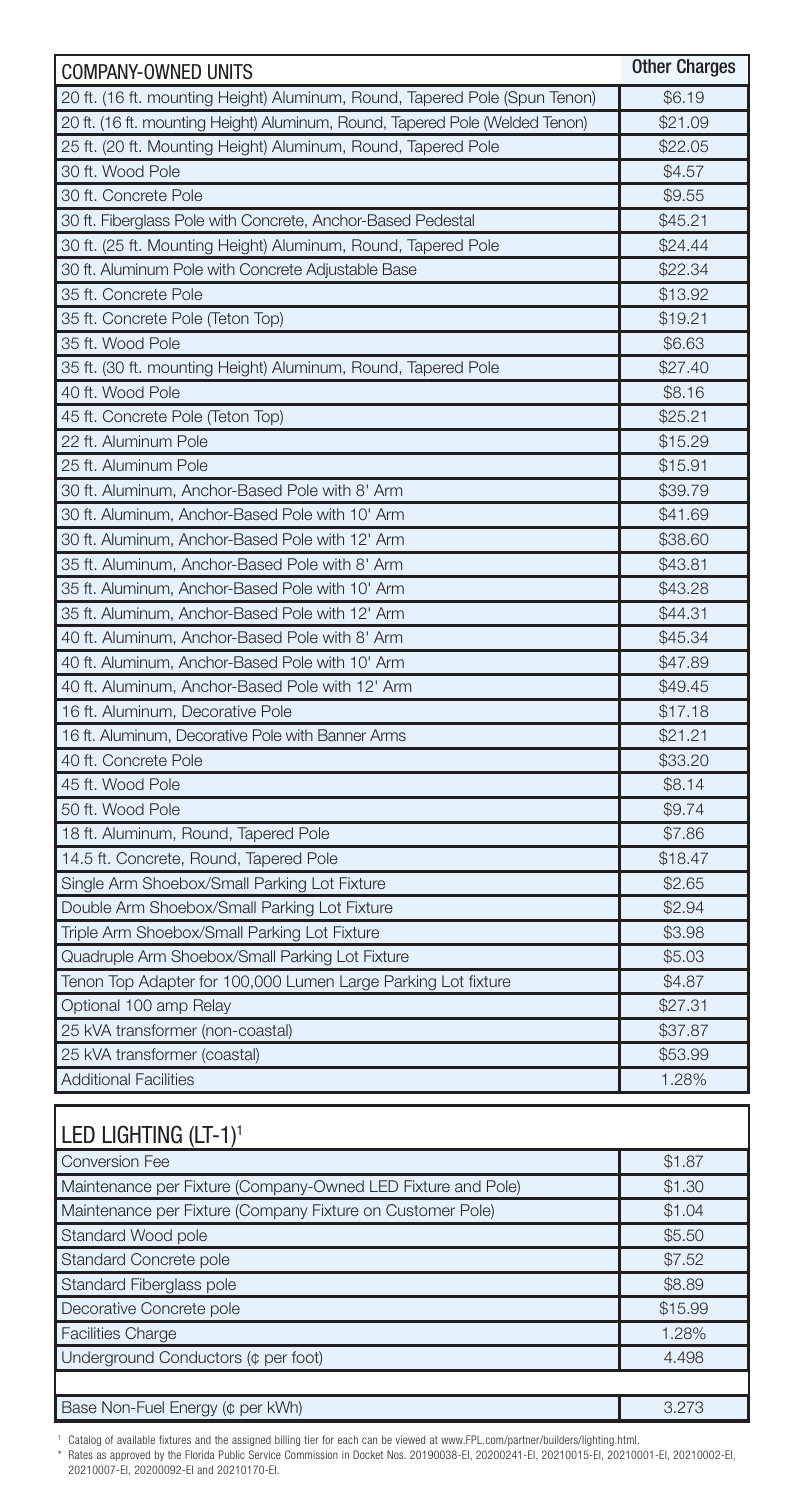| COMPANY-OWNED UNITS | Other Charges |
|---|---|
| 20 ft. (16 ft. mounting Height) Aluminum, Round, Tapered Pole (Spun Tenon) | $6.19 |
| 20 ft. (16 ft. mounting Height) Aluminum, Round, Tapered Pole (Welded Tenon) | $21.09 |
| 25 ft. (20 ft. Mounting Height) Aluminum, Round, Tapered Pole | $22.05 |
| 30 ft. Wood Pole | $4.57 |
| 30 ft. Concrete Pole | $9.55 |
| 30 ft. Fiberglass Pole with Concrete, Anchor-Based Pedestal | $45.21 |
| 30 ft. (25 ft. Mounting Height) Aluminum, Round, Tapered Pole | $24.44 |
| 30 ft. Aluminum Pole with Concrete Adjustable Base | $22.34 |
| 35 ft. Concrete Pole | $13.92 |
| 35 ft. Concrete Pole (Teton Top) | $19.21 |
| 35 ft. Wood Pole | $6.63 |
| 35 ft. (30 ft. mounting Height) Aluminum, Round, Tapered Pole | $27.40 |
| 40 ft. Wood Pole | $8.16 |
| 45 ft. Concrete Pole (Teton Top) | $25.21 |
| 22 ft. Aluminum Pole | $15.29 |
| 25 ft. Aluminum Pole | $15.91 |
| 30 ft. Aluminum, Anchor-Based Pole with 8' Arm | $39.79 |
| 30 ft. Aluminum, Anchor-Based Pole with 10' Arm | $41.69 |
| 30 ft. Aluminum, Anchor-Based Pole with 12' Arm | $38.60 |
| 35 ft. Aluminum, Anchor-Based Pole with 8' Arm | $43.81 |
| 35 ft. Aluminum, Anchor-Based Pole with 10' Arm | $43.28 |
| 35 ft. Aluminum, Anchor-Based Pole with 12' Arm | $44.31 |
| 40 ft. Aluminum, Anchor-Based Pole with 8' Arm | $45.34 |
| 40 ft. Aluminum, Anchor-Based Pole with 10' Arm | $47.89 |
| 40 ft. Aluminum, Anchor-Based Pole with 12' Arm | $49.45 |
| 16 ft. Aluminum, Decorative Pole | $17.18 |
| 16 ft. Aluminum, Decorative Pole with Banner Arms | $21.21 |
| 40 ft. Concrete Pole | $33.20 |
| 45 ft. Wood Pole | $8.14 |
| 50 ft. Wood Pole | $9.74 |
| 18 ft. Aluminum, Round, Tapered Pole | $7.86 |
| 14.5 ft. Concrete, Round, Tapered Pole | $18.47 |
| Single Arm Shoebox/Small Parking Lot Fixture | $2.65 |
| Double Arm Shoebox/Small Parking Lot Fixture | $2.94 |
| Triple Arm Shoebox/Small Parking Lot Fixture | $3.98 |
| Quadruple Arm Shoebox/Small Parking Lot Fixture | $5.03 |
| Tenon Top Adapter for 100,000 Lumen Large Parking Lot fixture | $4.87 |
| Optional 100 amp Relay | $27.31 |
| 25 kVA transformer (non-coastal) | $37.87 |
| 25 kVA transformer (coastal) | $53.99 |
| Additional Facilities | 1.28% |

| LED LIGHTING (LT-1)[1] | |
|---|---|
| Conversion Fee | $1.87 |
| Maintenance per Fixture (Company-Owned LED Fixture and Pole) | $1.30 |
| Maintenance per Fixture (Company Fixture on Customer Pole) | $1.04 |
| Standard Wood pole | $5.50 |
| Standard Concrete pole | $7.52 |
| Standard Fiberglass pole | $8.89 |
| Decorative Concrete pole | $15.99 |
| Facilities Charge | 1.28% |
| Underground Conductors (¢ per foot) | 4.498 |
| | |
| Base Non-Fuel Energy (¢ per kWh) | 3.273 |

[1] Catalog of available fixtures and the assigned billing tier for each can be viewed at www.FPL.com/partner/builders/lighting.html.

* Rates as approved by the Florida Public Service Commission in Docket Nos. 20190038-EI, 20200241-EI, 20210015-EI, 20210001-EI, 20210002-EI, 20210007-EI, 20200092-EI and 20210170-EI.